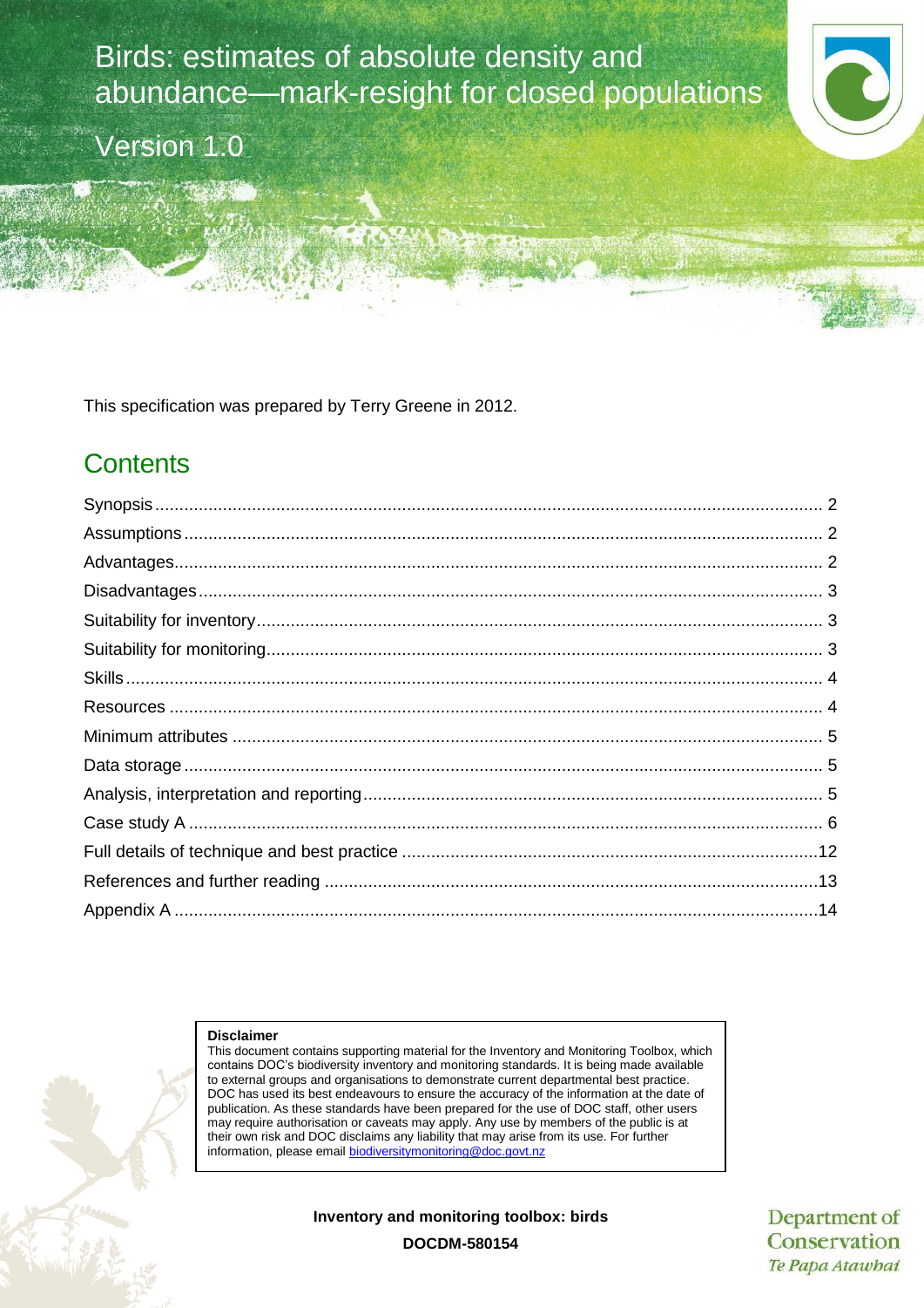# Birds: estimates of absolute density and abundance—mark-resight for closed populations

Version 1.0

This specification was prepared by Terry Greene in 2012.

## Contents

| | |
|---|---|
| Synopsis | 2 |
| Assumptions | 2 |
| Advantages | 2 |
| Disadvantages | 3 |
| Suitability for inventory | 3 |
| Suitability for monitoring | 3 |
| Skills | 4 |
| Resources | 4 |
| Minimum attributes | 5 |
| Data storage | 5 |
| Analysis, interpretation and reporting | 5 |
| Case study A | 6 |
| Full details of technique and best practice | 12 |
| References and further reading | 13 |
| Appendix A | 14 |

**Disclaimer**

This document contains supporting material for the Inventory and Monitoring Toolbox, which contains DOC's biodiversity inventory and monitoring standards. It is being made available to external groups and organisations to demonstrate current departmental best practice. DOC has used its best endeavours to ensure the accuracy of the information at the date of publication. As these standards have been prepared for the use of DOC staff, other users may require authorisation or caveats may apply. Any use by members of the public is at their own risk and DOC disclaims any liability that may arise from its use. For further information, please email biodiversitymonitoring@doc.govt.nz

**Inventory and monitoring toolbox: birds**

**DOCDM-580154**

Department of Conservation
*Te Papa Atawhai*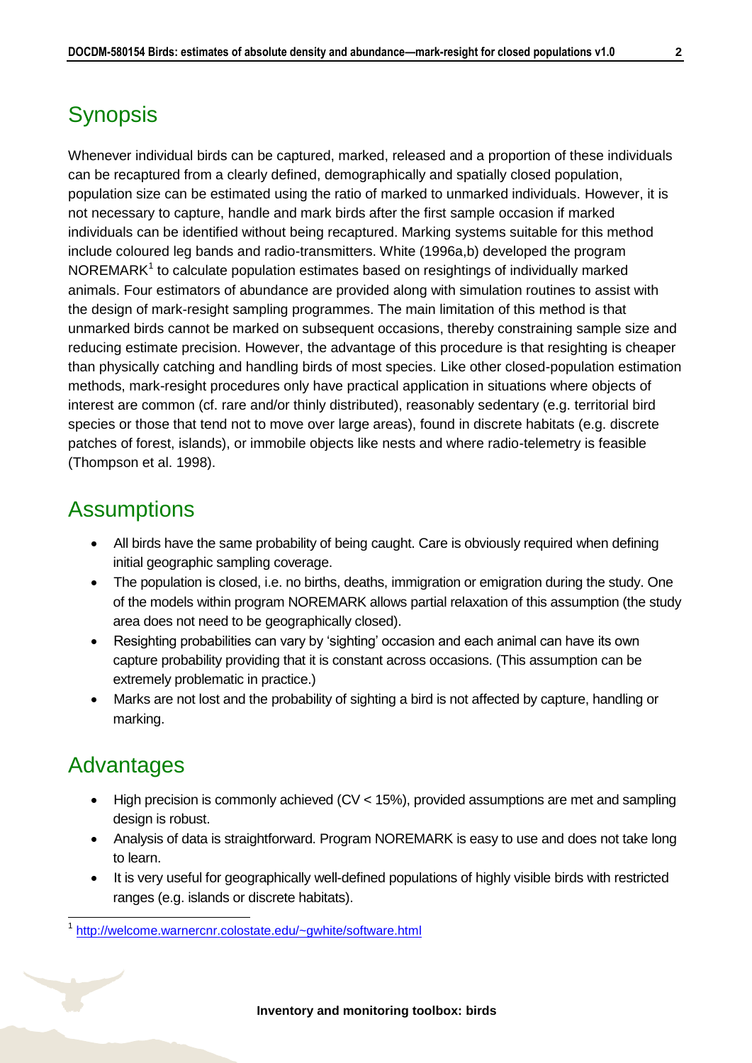## Synopsis

Whenever individual birds can be captured, marked, released and a proportion of these individuals can be recaptured from a clearly defined, demographically and spatially closed population, population size can be estimated using the ratio of marked to unmarked individuals. However, it is not necessary to capture, handle and mark birds after the first sample occasion if marked individuals can be identified without being recaptured. Marking systems suitable for this method include coloured leg bands and radio-transmitters. White (1996a,b) developed the program NOREMARK[1] to calculate population estimates based on resightings of individually marked animals. Four estimators of abundance are provided along with simulation routines to assist with the design of mark-resight sampling programmes. The main limitation of this method is that unmarked birds cannot be marked on subsequent occasions, thereby constraining sample size and reducing estimate precision. However, the advantage of this procedure is that resighting is cheaper than physically catching and handling birds of most species. Like other closed-population estimation methods, mark-resight procedures only have practical application in situations where objects of interest are common (cf. rare and/or thinly distributed), reasonably sedentary (e.g. territorial bird species or those that tend not to move over large areas), found in discrete habitats (e.g. discrete patches of forest, islands), or immobile objects like nests and where radio-telemetry is feasible (Thompson et al. 1998).

## Assumptions

- All birds have the same probability of being caught. Care is obviously required when defining initial geographic sampling coverage.
- The population is closed, i.e. no births, deaths, immigration or emigration during the study. One of the models within program NOREMARK allows partial relaxation of this assumption (the study area does not need to be geographically closed).
- Resighting probabilities can vary by 'sighting' occasion and each animal can have its own capture probability providing that it is constant across occasions. (This assumption can be extremely problematic in practice.)
- Marks are not lost and the probability of sighting a bird is not affected by capture, handling or marking.

## Advantages

- High precision is commonly achieved (CV < 15%), provided assumptions are met and sampling design is robust.
- Analysis of data is straightforward. Program NOREMARK is easy to use and does not take long to learn.
- It is very useful for geographically well-defined populations of highly visible birds with restricted ranges (e.g. islands or discrete habitats).

[1] http://welcome.warnercnr.colostate.edu/~gwhite/software.html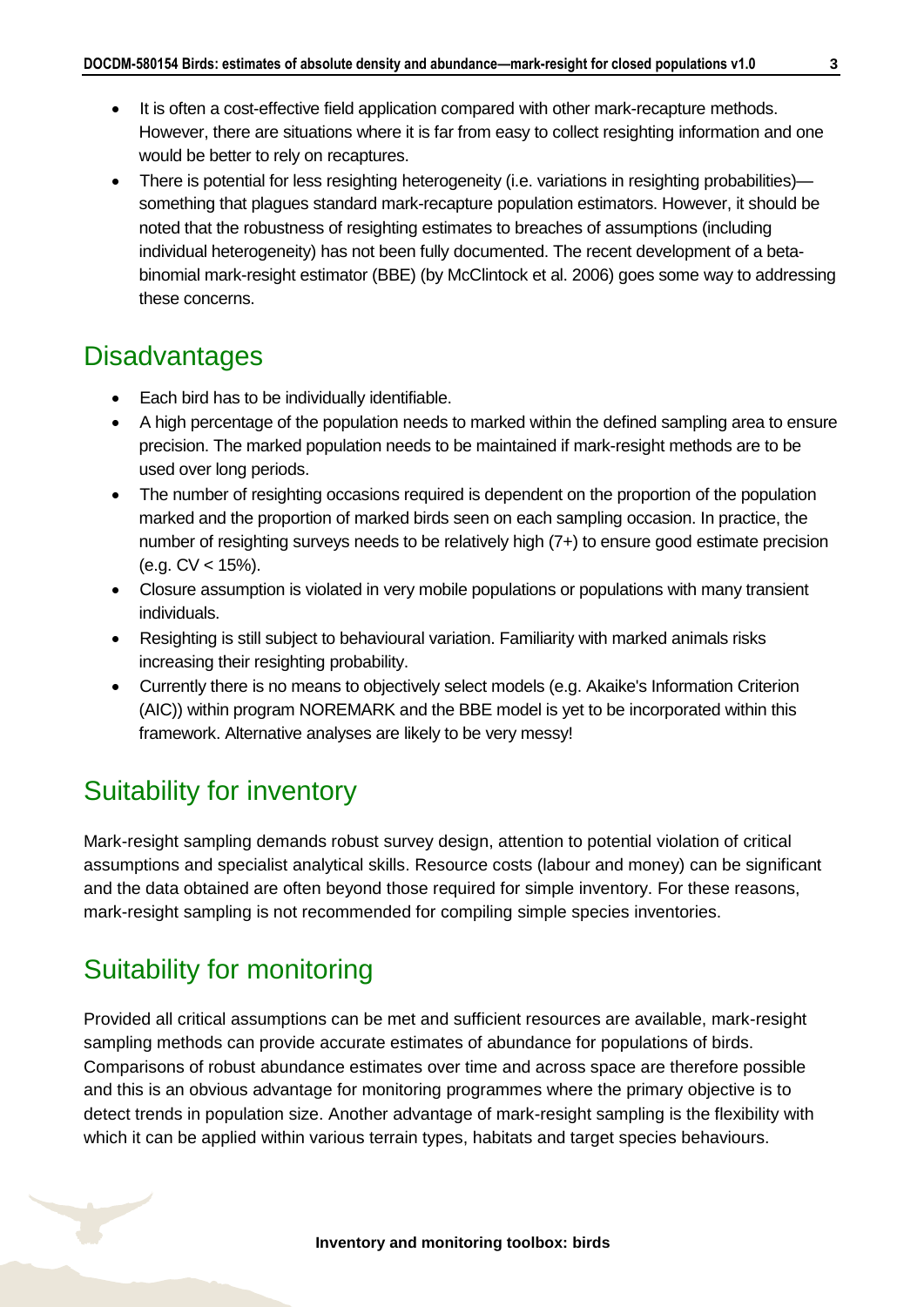- It is often a cost-effective field application compared with other mark-recapture methods. However, there are situations where it is far from easy to collect resighting information and one would be better to rely on recaptures.
- There is potential for less resighting heterogeneity (i.e. variations in resighting probabilities)—something that plagues standard mark-recapture population estimators. However, it should be noted that the robustness of resighting estimates to breaches of assumptions (including individual heterogeneity) has not been fully documented. The recent development of a beta-binomial mark-resight estimator (BBE) (by McClintock et al. 2006) goes some way to addressing these concerns.

## Disadvantages

- Each bird has to be individually identifiable.
- A high percentage of the population needs to marked within the defined sampling area to ensure precision. The marked population needs to be maintained if mark-resight methods are to be used over long periods.
- The number of resighting occasions required is dependent on the proportion of the population marked and the proportion of marked birds seen on each sampling occasion. In practice, the number of resighting surveys needs to be relatively high (7+) to ensure good estimate precision (e.g. CV < 15%).
- Closure assumption is violated in very mobile populations or populations with many transient individuals.
- Resighting is still subject to behavioural variation. Familiarity with marked animals risks increasing their resighting probability.
- Currently there is no means to objectively select models (e.g. Akaike's Information Criterion (AIC)) within program NOREMARK and the BBE model is yet to be incorporated within this framework. Alternative analyses are likely to be very messy!

## Suitability for inventory

Mark-resight sampling demands robust survey design, attention to potential violation of critical assumptions and specialist analytical skills. Resource costs (labour and money) can be significant and the data obtained are often beyond those required for simple inventory. For these reasons, mark-resight sampling is not recommended for compiling simple species inventories.

## Suitability for monitoring

Provided all critical assumptions can be met and sufficient resources are available, mark-resight sampling methods can provide accurate estimates of abundance for populations of birds. Comparisons of robust abundance estimates over time and across space are therefore possible and this is an obvious advantage for monitoring programmes where the primary objective is to detect trends in population size. Another advantage of mark-resight sampling is the flexibility with which it can be applied within various terrain types, habitats and target species behaviours.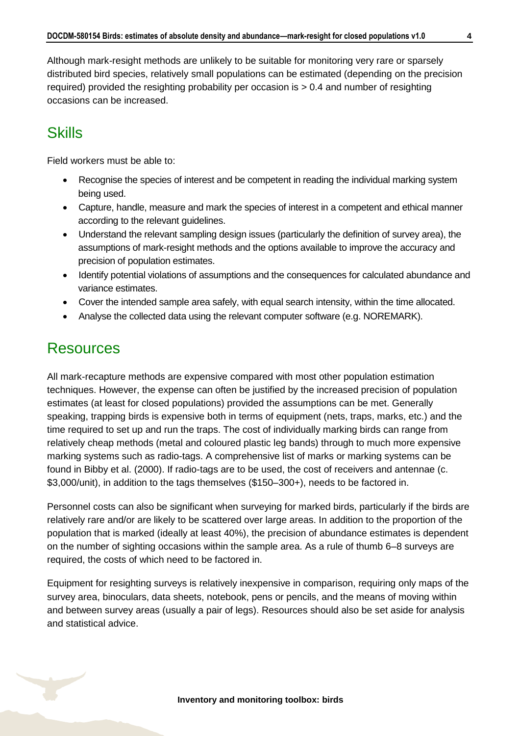Although mark-resight methods are unlikely to be suitable for monitoring very rare or sparsely distributed bird species, relatively small populations can be estimated (depending on the precision required) provided the resighting probability per occasion is > 0.4 and number of resighting occasions can be increased.

## Skills

Field workers must be able to:

- Recognise the species of interest and be competent in reading the individual marking system being used.
- Capture, handle, measure and mark the species of interest in a competent and ethical manner according to the relevant guidelines.
- Understand the relevant sampling design issues (particularly the definition of survey area), the assumptions of mark-resight methods and the options available to improve the accuracy and precision of population estimates.
- Identify potential violations of assumptions and the consequences for calculated abundance and variance estimates.
- Cover the intended sample area safely, with equal search intensity, within the time allocated.
- Analyse the collected data using the relevant computer software (e.g. NOREMARK).

## Resources

All mark-recapture methods are expensive compared with most other population estimation techniques. However, the expense can often be justified by the increased precision of population estimates (at least for closed populations) provided the assumptions can be met. Generally speaking, trapping birds is expensive both in terms of equipment (nets, traps, marks, etc.) and the time required to set up and run the traps. The cost of individually marking birds can range from relatively cheap methods (metal and coloured plastic leg bands) through to much more expensive marking systems such as radio-tags. A comprehensive list of marks or marking systems can be found in Bibby et al. (2000). If radio-tags are to be used, the cost of receivers and antennae (c. $3,000/unit), in addition to the tags themselves ($150–300+), needs to be factored in.

Personnel costs can also be significant when surveying for marked birds, particularly if the birds are relatively rare and/or are likely to be scattered over large areas. In addition to the proportion of the population that is marked (ideally at least 40%), the precision of abundance estimates is dependent on the number of sighting occasions within the sample area. As a rule of thumb 6–8 surveys are required, the costs of which need to be factored in.

Equipment for resighting surveys is relatively inexpensive in comparison, requiring only maps of the survey area, binoculars, data sheets, notebook, pens or pencils, and the means of moving within and between survey areas (usually a pair of legs). Resources should also be set aside for analysis and statistical advice.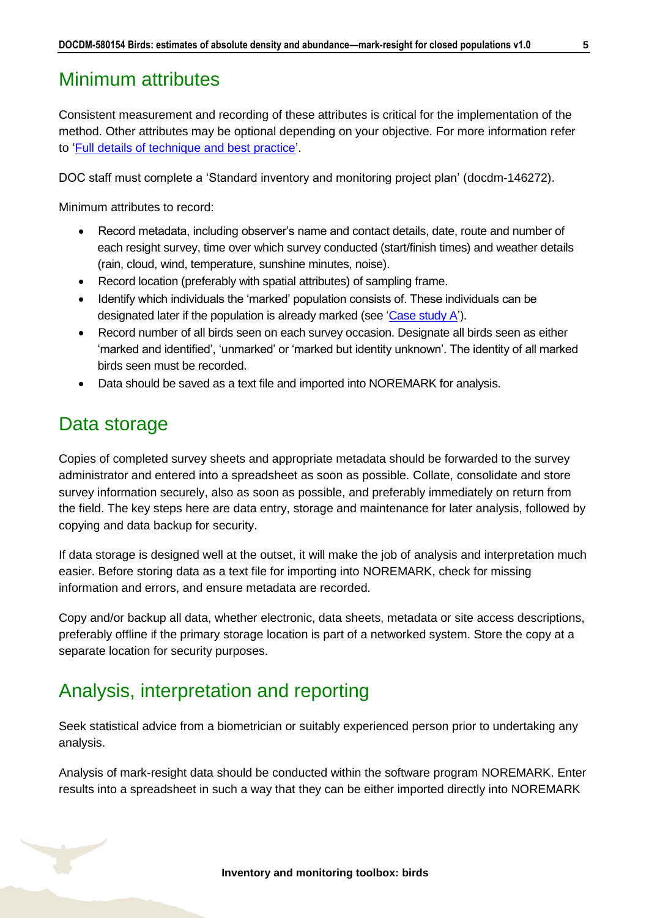## Minimum attributes

Consistent measurement and recording of these attributes is critical for the implementation of the method. Other attributes may be optional depending on your objective. For more information refer to '[Full details of technique and best practice](#)'.

DOC staff must complete a 'Standard inventory and monitoring project plan' (docdm-146272).

Minimum attributes to record:

- Record metadata, including observer's name and contact details, date, route and number of each resight survey, time over which survey conducted (start/finish times) and weather details (rain, cloud, wind, temperature, sunshine minutes, noise).
- Record location (preferably with spatial attributes) of sampling frame.
- Identify which individuals the 'marked' population consists of. These individuals can be designated later if the population is already marked (see '[Case study A](#)').
- Record number of all birds seen on each survey occasion. Designate all birds seen as either 'marked and identified', 'unmarked' or 'marked but identity unknown'. The identity of all marked birds seen must be recorded.
- Data should be saved as a text file and imported into NOREMARK for analysis.

## Data storage

Copies of completed survey sheets and appropriate metadata should be forwarded to the survey administrator and entered into a spreadsheet as soon as possible. Collate, consolidate and store survey information securely, also as soon as possible, and preferably immediately on return from the field. The key steps here are data entry, storage and maintenance for later analysis, followed by copying and data backup for security.

If data storage is designed well at the outset, it will make the job of analysis and interpretation much easier. Before storing data as a text file for importing into NOREMARK, check for missing information and errors, and ensure metadata are recorded.

Copy and/or backup all data, whether electronic, data sheets, metadata or site access descriptions, preferably offline if the primary storage location is part of a networked system. Store the copy at a separate location for security purposes.

## Analysis, interpretation and reporting

Seek statistical advice from a biometrician or suitably experienced person prior to undertaking any analysis.

Analysis of mark-resight data should be conducted within the software program NOREMARK. Enter results into a spreadsheet in such a way that they can be either imported directly into NOREMARK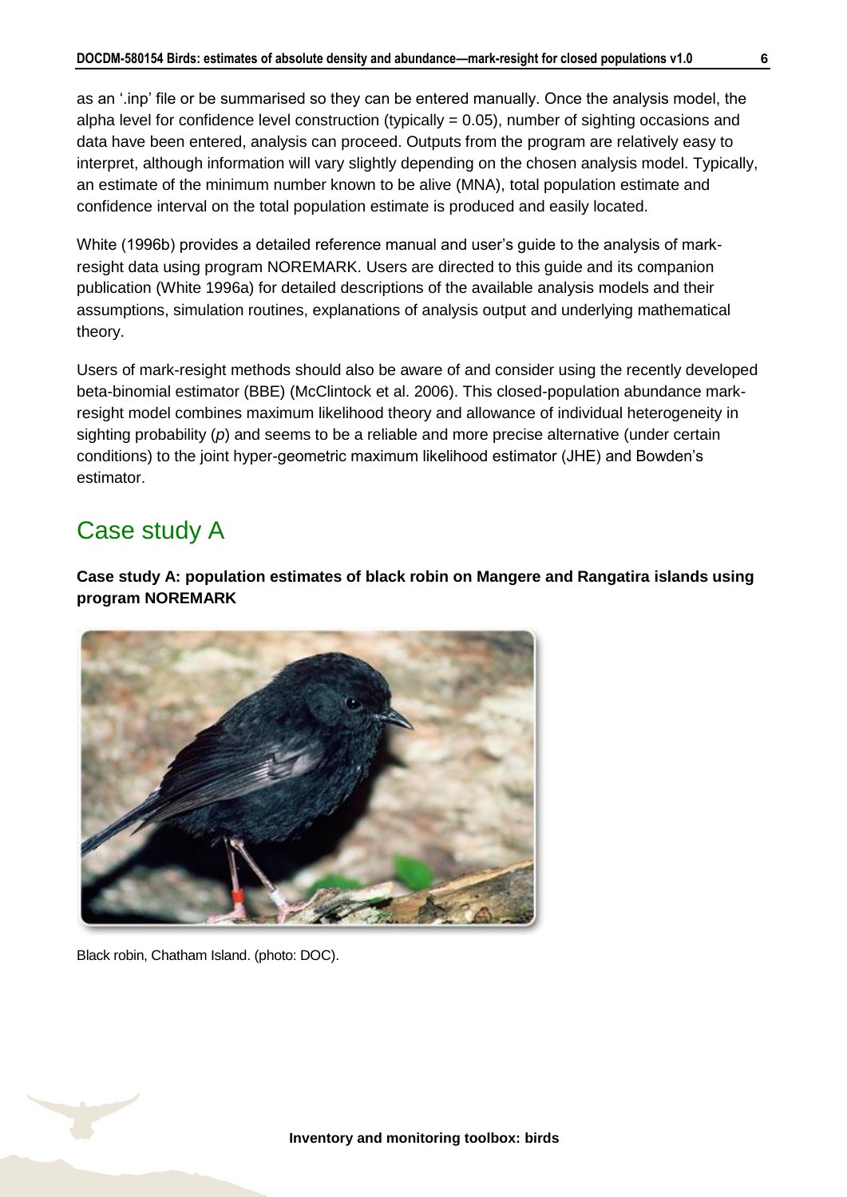as an '.inp' file or be summarised so they can be entered manually. Once the analysis model, the alpha level for confidence level construction (typically = 0.05), number of sighting occasions and data have been entered, analysis can proceed. Outputs from the program are relatively easy to interpret, although information will vary slightly depending on the chosen analysis model. Typically, an estimate of the minimum number known to be alive (MNA), total population estimate and confidence interval on the total population estimate is produced and easily located.

White (1996b) provides a detailed reference manual and user's guide to the analysis of mark-resight data using program NOREMARK. Users are directed to this guide and its companion publication (White 1996a) for detailed descriptions of the available analysis models and their assumptions, simulation routines, explanations of analysis output and underlying mathematical theory.

Users of mark-resight methods should also be aware of and consider using the recently developed beta-binomial estimator (BBE) (McClintock et al. 2006). This closed-population abundance mark-resight model combines maximum likelihood theory and allowance of individual heterogeneity in sighting probability (*p*) and seems to be a reliable and more precise alternative (under certain conditions) to the joint hyper-geometric maximum likelihood estimator (JHE) and Bowden's estimator.

# Case study A

**Case study A: population estimates of black robin on Mangere and Rangatira islands using program NOREMARK**

Black robin, Chatham Island. (photo: DOC).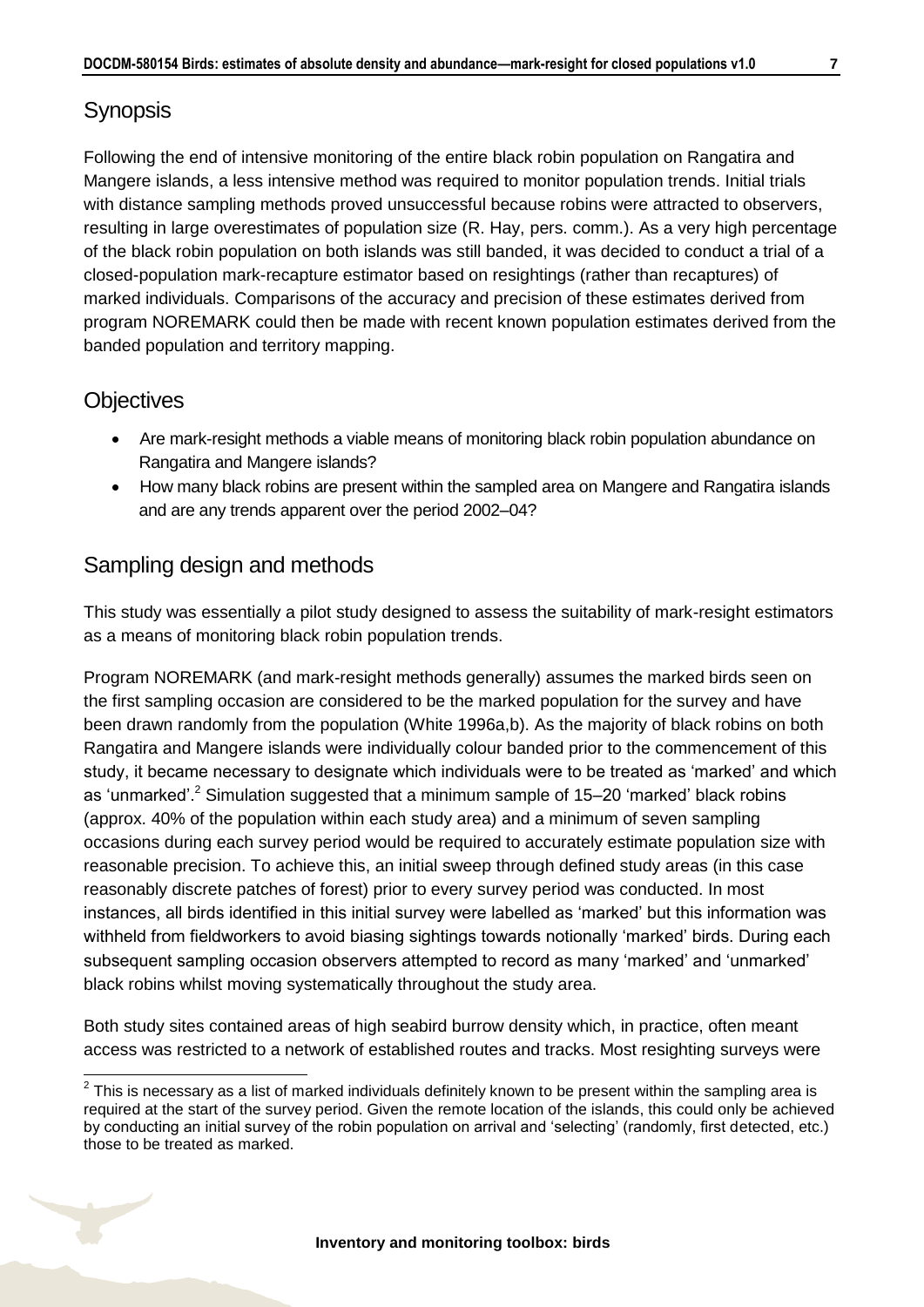## Synopsis

Following the end of intensive monitoring of the entire black robin population on Rangatira and Mangere islands, a less intensive method was required to monitor population trends. Initial trials with distance sampling methods proved unsuccessful because robins were attracted to observers, resulting in large overestimates of population size (R. Hay, pers. comm.). As a very high percentage of the black robin population on both islands was still banded, it was decided to conduct a trial of a closed-population mark-recapture estimator based on resightings (rather than recaptures) of marked individuals. Comparisons of the accuracy and precision of these estimates derived from program NOREMARK could then be made with recent known population estimates derived from the banded population and territory mapping.

## Objectives

- Are mark-resight methods a viable means of monitoring black robin population abundance on Rangatira and Mangere islands?
- How many black robins are present within the sampled area on Mangere and Rangatira islands and are any trends apparent over the period 2002–04?

## Sampling design and methods

This study was essentially a pilot study designed to assess the suitability of mark-resight estimators as a means of monitoring black robin population trends.

Program NOREMARK (and mark-resight methods generally) assumes the marked birds seen on the first sampling occasion are considered to be the marked population for the survey and have been drawn randomly from the population (White 1996a,b). As the majority of black robins on both Rangatira and Mangere islands were individually colour banded prior to the commencement of this study, it became necessary to designate which individuals were to be treated as 'marked' and which as 'unmarked'.[2] Simulation suggested that a minimum sample of 15–20 'marked' black robins (approx. 40% of the population within each study area) and a minimum of seven sampling occasions during each survey period would be required to accurately estimate population size with reasonable precision. To achieve this, an initial sweep through defined study areas (in this case reasonably discrete patches of forest) prior to every survey period was conducted. In most instances, all birds identified in this initial survey were labelled as 'marked' but this information was withheld from fieldworkers to avoid biasing sightings towards notionally 'marked' birds. During each subsequent sampling occasion observers attempted to record as many 'marked' and 'unmarked' black robins whilst moving systematically throughout the study area.

Both study sites contained areas of high seabird burrow density which, in practice, often meant access was restricted to a network of established routes and tracks. Most resighting surveys were

[2] This is necessary as a list of marked individuals definitely known to be present within the sampling area is required at the start of the survey period. Given the remote location of the islands, this could only be achieved by conducting an initial survey of the robin population on arrival and 'selecting' (randomly, first detected, etc.) those to be treated as marked.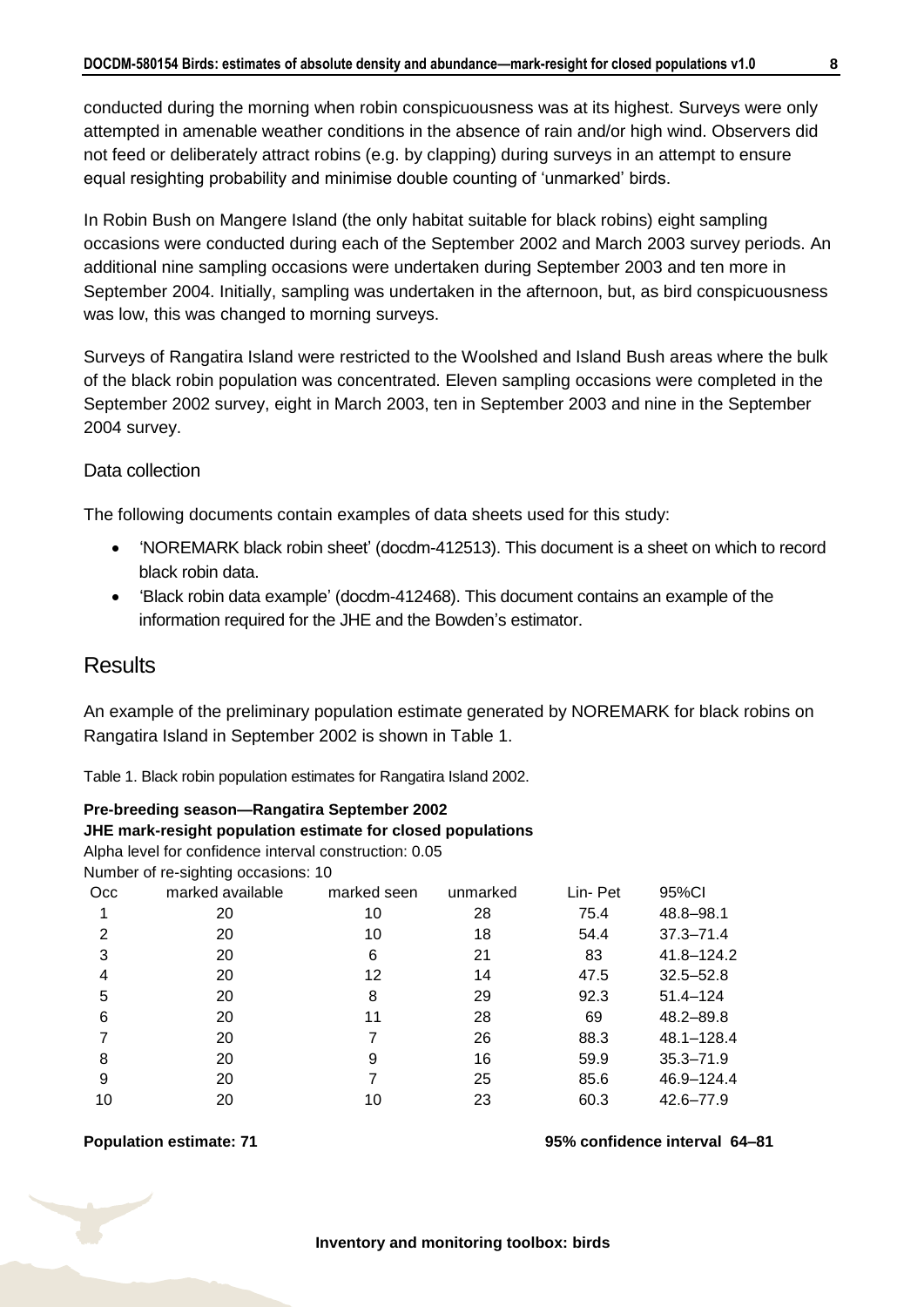conducted during the morning when robin conspicuousness was at its highest. Surveys were only attempted in amenable weather conditions in the absence of rain and/or high wind. Observers did not feed or deliberately attract robins (e.g. by clapping) during surveys in an attempt to ensure equal resighting probability and minimise double counting of 'unmarked' birds.

In Robin Bush on Mangere Island (the only habitat suitable for black robins) eight sampling occasions were conducted during each of the September 2002 and March 2003 survey periods. An additional nine sampling occasions were undertaken during September 2003 and ten more in September 2004. Initially, sampling was undertaken in the afternoon, but, as bird conspicuousness was low, this was changed to morning surveys.

Surveys of Rangatira Island were restricted to the Woolshed and Island Bush areas where the bulk of the black robin population was concentrated. Eleven sampling occasions were completed in the September 2002 survey, eight in March 2003, ten in September 2003 and nine in the September 2004 survey.

### Data collection

The following documents contain examples of data sheets used for this study:

- 'NOREMARK black robin sheet' (docdm-412513). This document is a sheet on which to record black robin data.
- 'Black robin data example' (docdm-412468). This document contains an example of the information required for the JHE and the Bowden's estimator.

## Results

An example of the preliminary population estimate generated by NOREMARK for black robins on Rangatira Island in September 2002 is shown in Table 1.

Table 1. Black robin population estimates for Rangatira Island 2002.

**Pre-breeding season—Rangatira September 2002**
**JHE mark-resight population estimate for closed populations**
Alpha level for confidence interval construction: 0.05
Number of re-sighting occasions: 10

| Occ | marked available | marked seen | unmarked | Lin- Pet | 95%CI |
|---|---|---|---|---|---|
| 1 | 20 | 10 | 28 | 75.4 | 48.8–98.1 |
| 2 | 20 | 10 | 18 | 54.4 | 37.3–71.4 |
| 3 | 20 | 6 | 21 | 83 | 41.8–124.2 |
| 4 | 20 | 12 | 14 | 47.5 | 32.5–52.8 |
| 5 | 20 | 8 | 29 | 92.3 | 51.4–124 |
| 6 | 20 | 11 | 28 | 69 | 48.2–89.8 |
| 7 | 20 | 7 | 26 | 88.3 | 48.1–128.4 |
| 8 | 20 | 9 | 16 | 59.9 | 35.3–71.9 |
| 9 | 20 | 7 | 25 | 85.6 | 46.9–124.4 |
| 10 | 20 | 10 | 23 | 60.3 | 42.6–77.9 |

**Population estimate: 71** **95% confidence interval 64–81**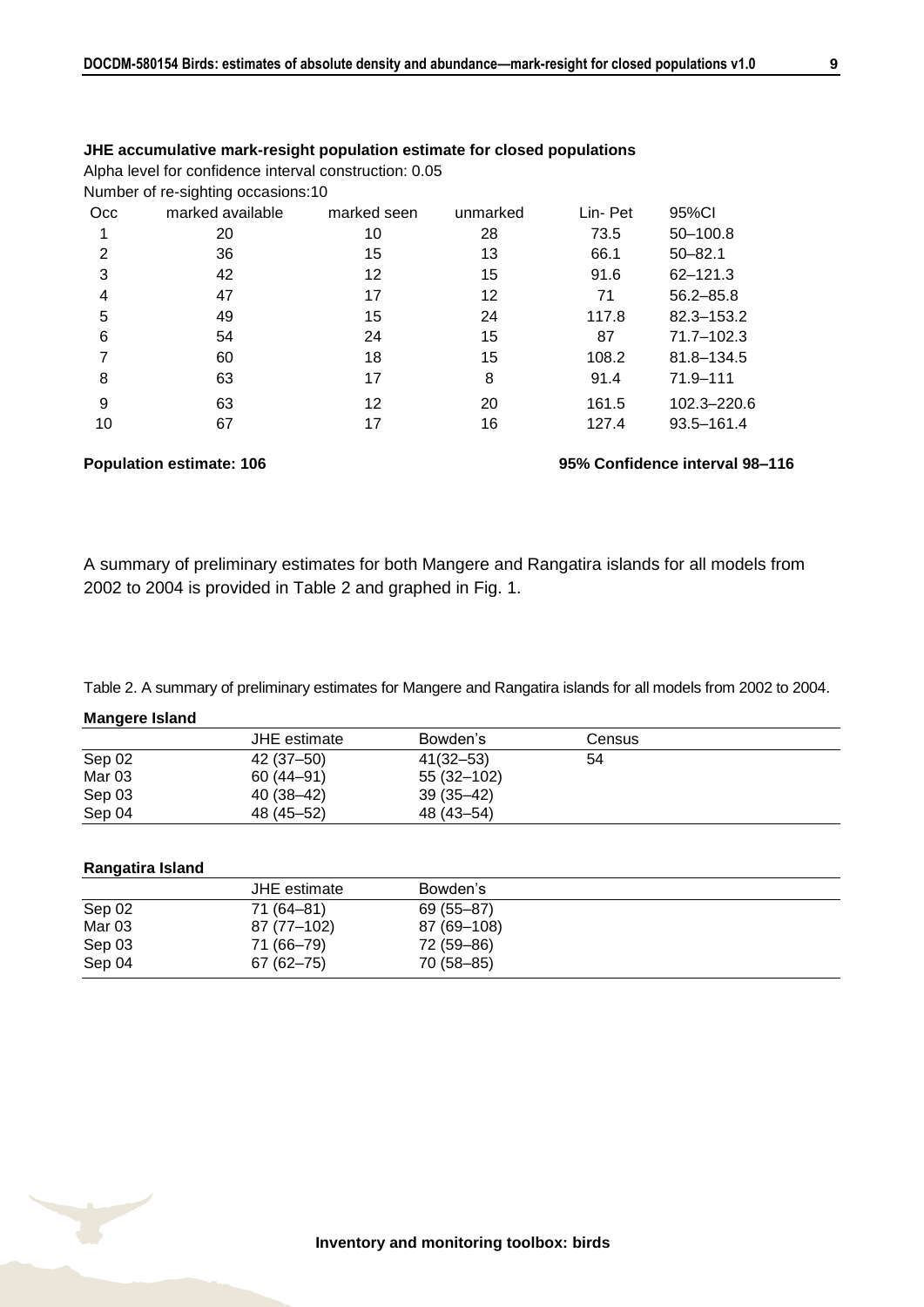**JHE accumulative mark-resight population estimate for closed populations**

Alpha level for confidence interval construction: 0.05

Number of re-sighting occasions:10

| Occ | marked available | marked seen | unmarked | Lin- Pet | 95%CI |
|---|---|---|---|---|---|
| 1 | 20 | 10 | 28 | 73.5 | 50–100.8 |
| 2 | 36 | 15 | 13 | 66.1 | 50–82.1 |
| 3 | 42 | 12 | 15 | 91.6 | 62–121.3 |
| 4 | 47 | 17 | 12 | 71 | 56.2–85.8 |
| 5 | 49 | 15 | 24 | 117.8 | 82.3–153.2 |
| 6 | 54 | 24 | 15 | 87 | 71.7–102.3 |
| 7 | 60 | 18 | 15 | 108.2 | 81.8–134.5 |
| 8 | 63 | 17 | 8 | 91.4 | 71.9–111 |
| 9 | 63 | 12 | 20 | 161.5 | 102.3–220.6 |
| 10 | 67 | 17 | 16 | 127.4 | 93.5–161.4 |

**Population estimate: 106** **95% Confidence interval 98–116**

A summary of preliminary estimates for both Mangere and Rangatira islands for all models from 2002 to 2004 is provided in Table 2 and graphed in Fig. 1.

Table 2. A summary of preliminary estimates for Mangere and Rangatira islands for all models from 2002 to 2004.

**Mangere Island**

| | JHE estimate | Bowden's | Census |
|---|---|---|---|
| Sep 02 | 42 (37–50) | 41(32–53) | 54 |
| Mar 03 | 60 (44–91) | 55 (32–102) | |
| Sep 03 | 40 (38–42) | 39 (35–42) | |
| Sep 04 | 48 (45–52) | 48 (43–54) | |

**Rangatira Island**

| | JHE estimate | Bowden's |
|---|---|---|
| Sep 02 | 71 (64–81) | 69 (55–87) |
| Mar 03 | 87 (77–102) | 87 (69–108) |
| Sep 03 | 71 (66–79) | 72 (59–86) |
| Sep 04 | 67 (62–75) | 70 (58–85) |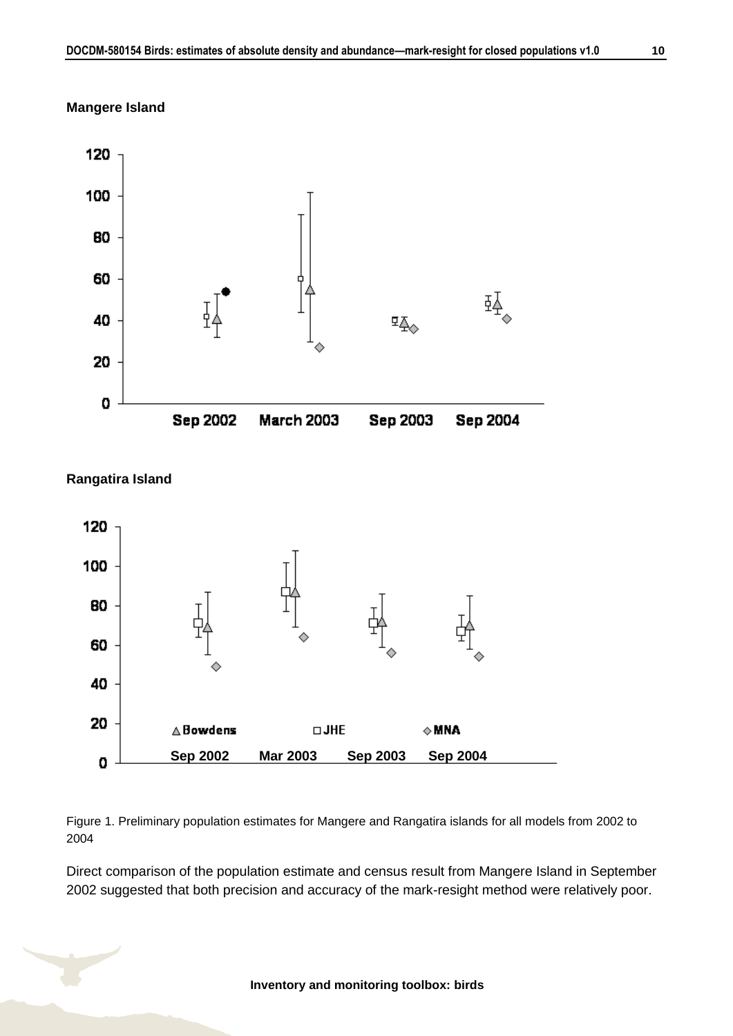**Mangere Island**

**Rangatira Island**

Figure 1. Preliminary population estimates for Mangere and Rangatira islands for all models from 2002 to 2004

Direct comparison of the population estimate and census result from Mangere Island in September 2002 suggested that both precision and accuracy of the mark-resight method were relatively poor.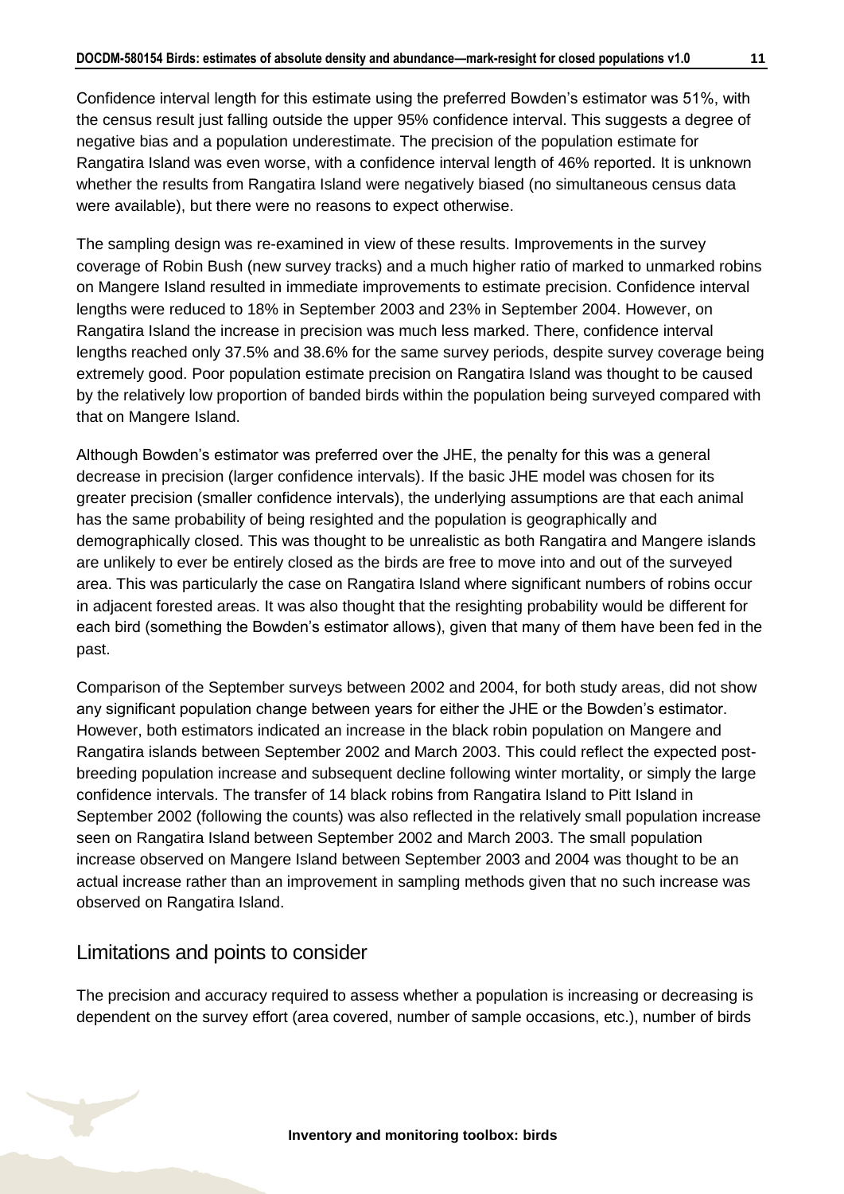Confidence interval length for this estimate using the preferred Bowden's estimator was 51%, with the census result just falling outside the upper 95% confidence interval. This suggests a degree of negative bias and a population underestimate. The precision of the population estimate for Rangatira Island was even worse, with a confidence interval length of 46% reported. It is unknown whether the results from Rangatira Island were negatively biased (no simultaneous census data were available), but there were no reasons to expect otherwise.

The sampling design was re-examined in view of these results. Improvements in the survey coverage of Robin Bush (new survey tracks) and a much higher ratio of marked to unmarked robins on Mangere Island resulted in immediate improvements to estimate precision. Confidence interval lengths were reduced to 18% in September 2003 and 23% in September 2004. However, on Rangatira Island the increase in precision was much less marked. There, confidence interval lengths reached only 37.5% and 38.6% for the same survey periods, despite survey coverage being extremely good. Poor population estimate precision on Rangatira Island was thought to be caused by the relatively low proportion of banded birds within the population being surveyed compared with that on Mangere Island.

Although Bowden's estimator was preferred over the JHE, the penalty for this was a general decrease in precision (larger confidence intervals). If the basic JHE model was chosen for its greater precision (smaller confidence intervals), the underlying assumptions are that each animal has the same probability of being resighted and the population is geographically and demographically closed. This was thought to be unrealistic as both Rangatira and Mangere islands are unlikely to ever be entirely closed as the birds are free to move into and out of the surveyed area. This was particularly the case on Rangatira Island where significant numbers of robins occur in adjacent forested areas. It was also thought that the resighting probability would be different for each bird (something the Bowden's estimator allows), given that many of them have been fed in the past.

Comparison of the September surveys between 2002 and 2004, for both study areas, did not show any significant population change between years for either the JHE or the Bowden's estimator. However, both estimators indicated an increase in the black robin population on Mangere and Rangatira islands between September 2002 and March 2003. This could reflect the expected post-breeding population increase and subsequent decline following winter mortality, or simply the large confidence intervals. The transfer of 14 black robins from Rangatira Island to Pitt Island in September 2002 (following the counts) was also reflected in the relatively small population increase seen on Rangatira Island between September 2002 and March 2003. The small population increase observed on Mangere Island between September 2003 and 2004 was thought to be an actual increase rather than an improvement in sampling methods given that no such increase was observed on Rangatira Island.

## Limitations and points to consider

The precision and accuracy required to assess whether a population is increasing or decreasing is dependent on the survey effort (area covered, number of sample occasions, etc.), number of birds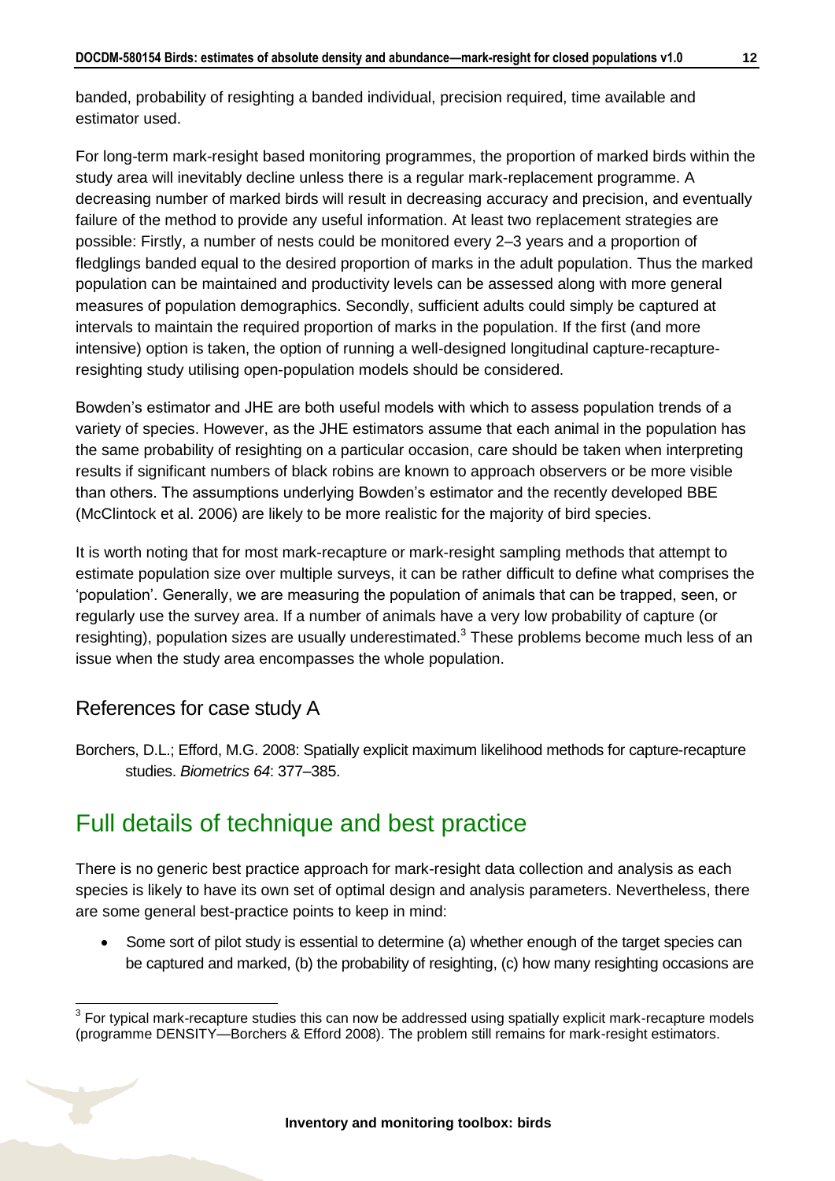banded, probability of resighting a banded individual, precision required, time available and estimator used.

For long-term mark-resight based monitoring programmes, the proportion of marked birds within the study area will inevitably decline unless there is a regular mark-replacement programme. A decreasing number of marked birds will result in decreasing accuracy and precision, and eventually failure of the method to provide any useful information. At least two replacement strategies are possible: Firstly, a number of nests could be monitored every 2–3 years and a proportion of fledglings banded equal to the desired proportion of marks in the adult population. Thus the marked population can be maintained and productivity levels can be assessed along with more general measures of population demographics. Secondly, sufficient adults could simply be captured at intervals to maintain the required proportion of marks in the population. If the first (and more intensive) option is taken, the option of running a well-designed longitudinal capture-recapture-resighting study utilising open-population models should be considered.

Bowden's estimator and JHE are both useful models with which to assess population trends of a variety of species. However, as the JHE estimators assume that each animal in the population has the same probability of resighting on a particular occasion, care should be taken when interpreting results if significant numbers of black robins are known to approach observers or be more visible than others. The assumptions underlying Bowden's estimator and the recently developed BBE (McClintock et al. 2006) are likely to be more realistic for the majority of bird species.

It is worth noting that for most mark-recapture or mark-resight sampling methods that attempt to estimate population size over multiple surveys, it can be rather difficult to define what comprises the 'population'. Generally, we are measuring the population of animals that can be trapped, seen, or regularly use the survey area. If a number of animals have a very low probability of capture (or resighting), population sizes are usually underestimated.[3] These problems become much less of an issue when the study area encompasses the whole population.

## References for case study A

Borchers, D.L.; Efford, M.G. 2008: Spatially explicit maximum likelihood methods for capture-recapture studies. *Biometrics 64*: 377–385.

# Full details of technique and best practice

There is no generic best practice approach for mark-resight data collection and analysis as each species is likely to have its own set of optimal design and analysis parameters. Nevertheless, there are some general best-practice points to keep in mind:

- Some sort of pilot study is essential to determine (a) whether enough of the target species can be captured and marked, (b) the probability of resighting, (c) how many resighting occasions are

[3] For typical mark-recapture studies this can now be addressed using spatially explicit mark-recapture models (programme DENSITY—Borchers & Efford 2008). The problem still remains for mark-resight estimators.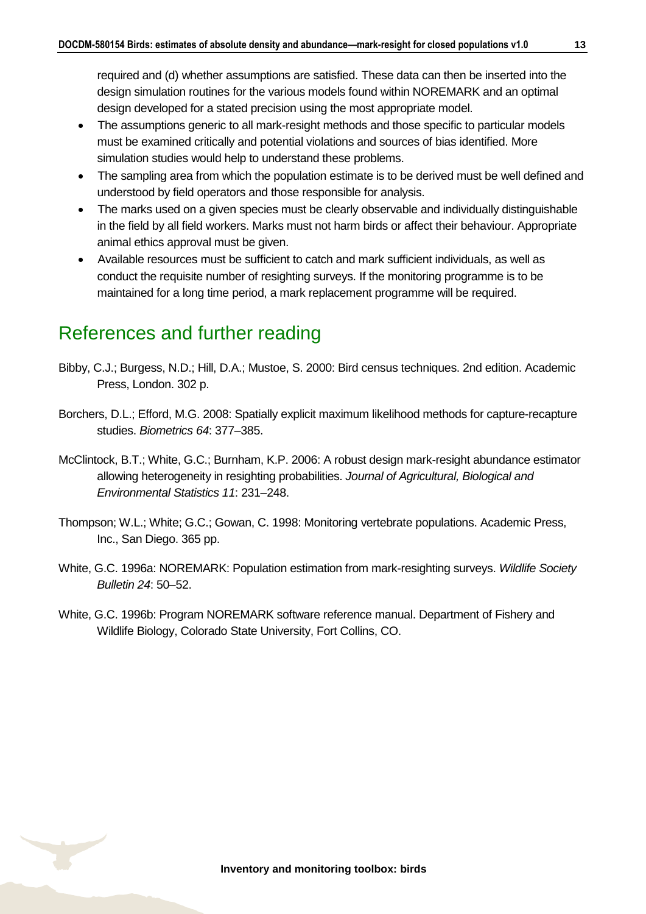required and (d) whether assumptions are satisfied. These data can then be inserted into the design simulation routines for the various models found within NOREMARK and an optimal design developed for a stated precision using the most appropriate model.

- The assumptions generic to all mark-resight methods and those specific to particular models must be examined critically and potential violations and sources of bias identified. More simulation studies would help to understand these problems.
- The sampling area from which the population estimate is to be derived must be well defined and understood by field operators and those responsible for analysis.
- The marks used on a given species must be clearly observable and individually distinguishable in the field by all field workers. Marks must not harm birds or affect their behaviour. Appropriate animal ethics approval must be given.
- Available resources must be sufficient to catch and mark sufficient individuals, as well as conduct the requisite number of resighting surveys. If the monitoring programme is to be maintained for a long time period, a mark replacement programme will be required.

# References and further reading

Bibby, C.J.; Burgess, N.D.; Hill, D.A.; Mustoe, S. 2000: Bird census techniques. 2nd edition. Academic Press, London. 302 p.

Borchers, D.L.; Efford, M.G. 2008: Spatially explicit maximum likelihood methods for capture-recapture studies. *Biometrics 64*: 377–385.

McClintock, B.T.; White, G.C.; Burnham, K.P. 2006: A robust design mark-resight abundance estimator allowing heterogeneity in resighting probabilities. *Journal of Agricultural, Biological and Environmental Statistics 11*: 231–248.

Thompson; W.L.; White; G.C.; Gowan, C. 1998: Monitoring vertebrate populations. Academic Press, Inc., San Diego. 365 pp.

White, G.C. 1996a: NOREMARK: Population estimation from mark-resighting surveys. *Wildlife Society Bulletin 24*: 50–52.

White, G.C. 1996b: Program NOREMARK software reference manual. Department of Fishery and Wildlife Biology, Colorado State University, Fort Collins, CO.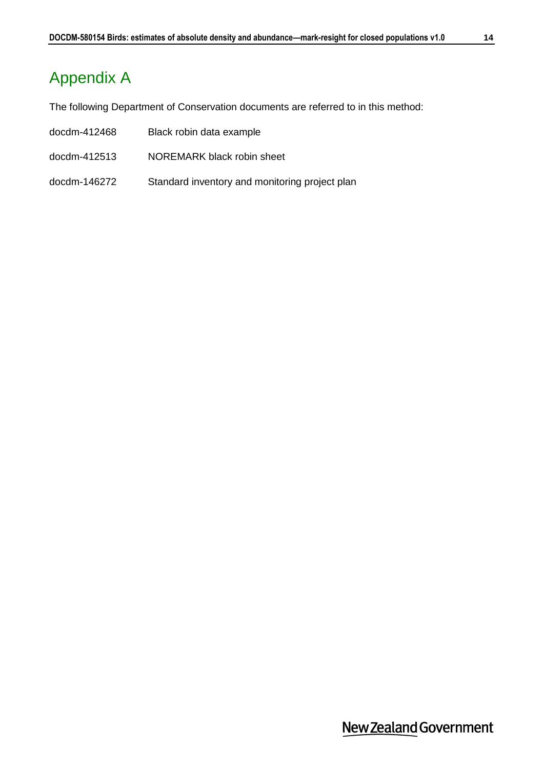# Appendix A

The following Department of Conservation documents are referred to in this method:

| | |
|---|---|
| docdm-412468 | Black robin data example |
| docdm-412513 | NOREMARK black robin sheet |
| docdm-146272 | Standard inventory and monitoring project plan |